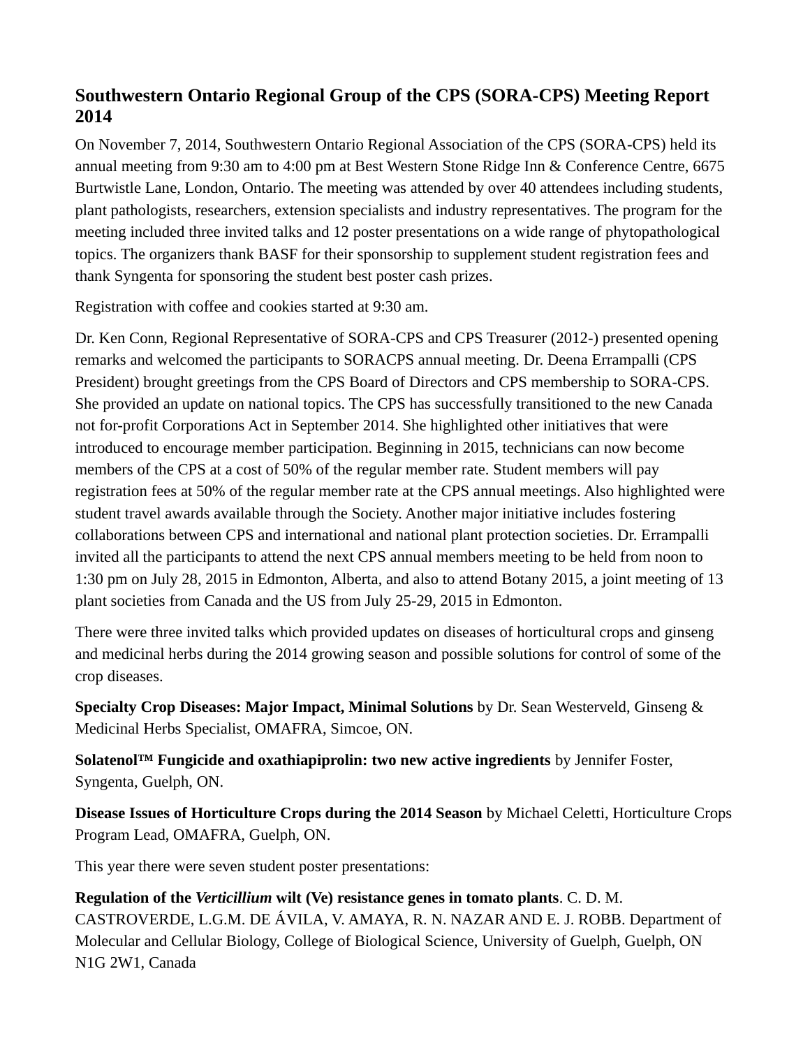## Southwestern Ontario Regional Group of the CPS (SORA-CPS) Meeting Report 2014

On November 7, 2014, Southwestern Ontario Regional Association of the CPS (SORA-CPS) held its annual meeting from 9:30 am to 4:00 pm at Best Western Stone Ridge Inn & Conference Centre, 6675 Burtwistle Lane, London, Ontario. The meeting was attended by over 40 attendees including students, plant pathologists, researchers, extension specialists and industry representatives. The program for the meeting included three invited talks and 12 poster presentations on a wide range of phytopathological topics. The organizers thank BASF for their sponsorship to supplement student registration fees and thank Syngenta for sponsoring the student best poster cash prizes.

Registration with coffee and cookies started at 9:30 am.

Dr. Ken Conn, Regional Representative of SORA-CPS and CPS Treasurer (2012-) presented opening remarks and welcomed the participants to SORACPS annual meeting. Dr. Deena Errampalli (CPS President) brought greetings from the CPS Board of Directors and CPS membership to SORA-CPS. She provided an update on national topics. The CPS has successfully transitioned to the new Canada not for-profit Corporations Act in September 2014. She highlighted other initiatives that were introduced to encourage member participation. Beginning in 2015, technicians can now become members of the CPS at a cost of 50% of the regular member rate. Student members will pay registration fees at 50% of the regular member rate at the CPS annual meetings. Also highlighted were student travel awards available through the Society. Another major initiative includes fostering collaborations between CPS and international and national plant protection societies. Dr. Errampalli invited all the participants to attend the next CPS annual members meeting to be held from noon to 1:30 pm on July 28, 2015 in Edmonton, Alberta, and also to attend Botany 2015, a joint meeting of 13 plant societies from Canada and the US from July 25-29, 2015 in Edmonton.

There were three invited talks which provided updates on diseases of horticultural crops and ginseng and medicinal herbs during the 2014 growing season and possible solutions for control of some of the crop diseases.

**Specialty Crop Diseases: Major Impact, Minimal Solutions** by Dr. Sean Westerveld, Ginseng & Medicinal Herbs Specialist, OMAFRA, Simcoe, ON.

**Solatenol™ Fungicide and oxathiapiprolin: two new active ingredients** by Jennifer Foster, Syngenta, Guelph, ON.

**Disease Issues of Horticulture Crops during the 2014 Season** by Michael Celetti, Horticulture Crops Program Lead, OMAFRA, Guelph, ON.

This year there were seven student poster presentations:

**Regulation of the *Verticillium* wilt (Ve) resistance genes in tomato plants**. C. D. M. CASTROVERDE, L.G.M. DE ÁVILA, V. AMAYA, R. N. NAZAR AND E. J. ROBB. Department of Molecular and Cellular Biology, College of Biological Science, University of Guelph, Guelph, ON N1G 2W1, Canada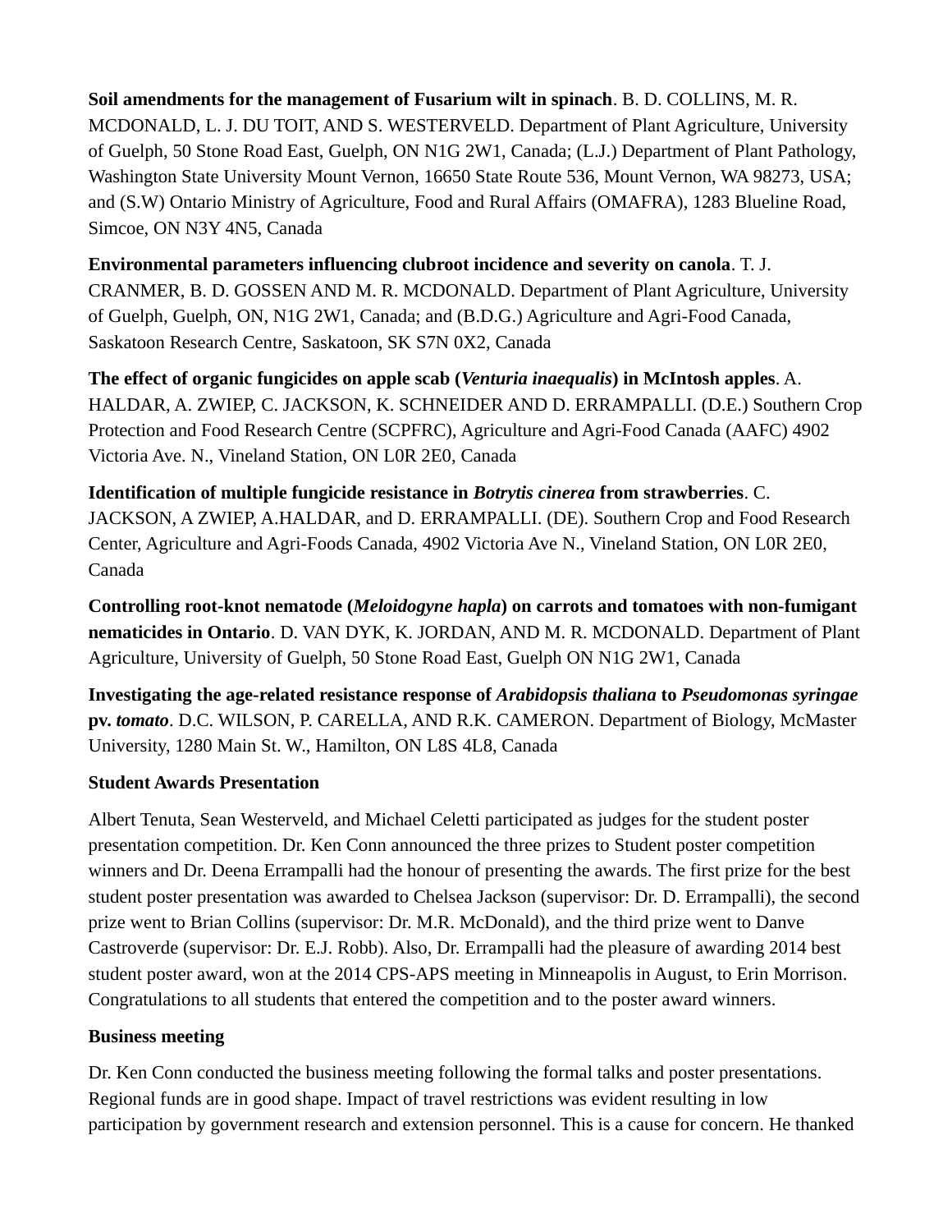**Soil amendments for the management of Fusarium wilt in spinach**. B. D. COLLINS, M. R. MCDONALD, L. J. DU TOIT, AND S. WESTERVELD. Department of Plant Agriculture, University of Guelph, 50 Stone Road East, Guelph, ON N1G 2W1, Canada; (L.J.) Department of Plant Pathology, Washington State University Mount Vernon, 16650 State Route 536, Mount Vernon, WA 98273, USA; and (S.W) Ontario Ministry of Agriculture, Food and Rural Affairs (OMAFRA), 1283 Blueline Road, Simcoe, ON N3Y 4N5, Canada

**Environmental parameters influencing clubroot incidence and severity on canola**. T. J. CRANMER, B. D. GOSSEN AND M. R. MCDONALD. Department of Plant Agriculture, University of Guelph, Guelph, ON, N1G 2W1, Canada; and (B.D.G.) Agriculture and Agri-Food Canada, Saskatoon Research Centre, Saskatoon, SK S7N 0X2, Canada

**The effect of organic fungicides on apple scab (*Venturia inaequalis*) in McIntosh apples**. A. HALDAR, A. ZWIEP, C. JACKSON, K. SCHNEIDER AND D. ERRAMPALLI. (D.E.) Southern Crop Protection and Food Research Centre (SCPFRC), Agriculture and Agri-Food Canada (AAFC) 4902 Victoria Ave. N., Vineland Station, ON L0R 2E0, Canada

**Identification of multiple fungicide resistance in *Botrytis cinerea* from strawberries**. C. JACKSON, A ZWIEP, A.HALDAR, and D. ERRAMPALLI. (DE). Southern Crop and Food Research Center, Agriculture and Agri-Foods Canada, 4902 Victoria Ave N., Vineland Station, ON L0R 2E0, Canada

**Controlling root-knot nematode (*Meloidogyne hapla*) on carrots and tomatoes with non-fumigant nematicides in Ontario**. D. VAN DYK, K. JORDAN, AND M. R. MCDONALD. Department of Plant Agriculture, University of Guelph, 50 Stone Road East, Guelph ON N1G 2W1, Canada

**Investigating the age-related resistance response of *Arabidopsis thaliana* to *Pseudomonas syringae* pv. *tomato***. D.C. WILSON, P. CARELLA, AND R.K. CAMERON. Department of Biology, McMaster University, 1280 Main St. W., Hamilton, ON L8S 4L8, Canada

**Student Awards Presentation**

Albert Tenuta, Sean Westerveld, and Michael Celetti participated as judges for the student poster presentation competition. Dr. Ken Conn announced the three prizes to Student poster competition winners and Dr. Deena Errampalli had the honour of presenting the awards. The first prize for the best student poster presentation was awarded to Chelsea Jackson (supervisor: Dr. D. Errampalli), the second prize went to Brian Collins (supervisor: Dr. M.R. McDonald), and the third prize went to Danve Castroverde (supervisor: Dr. E.J. Robb). Also, Dr. Errampalli had the pleasure of awarding 2014 best student poster award, won at the 2014 CPS-APS meeting in Minneapolis in August, to Erin Morrison. Congratulations to all students that entered the competition and to the poster award winners.

**Business meeting**

Dr. Ken Conn conducted the business meeting following the formal talks and poster presentations. Regional funds are in good shape. Impact of travel restrictions was evident resulting in low participation by government research and extension personnel. This is a cause for concern. He thanked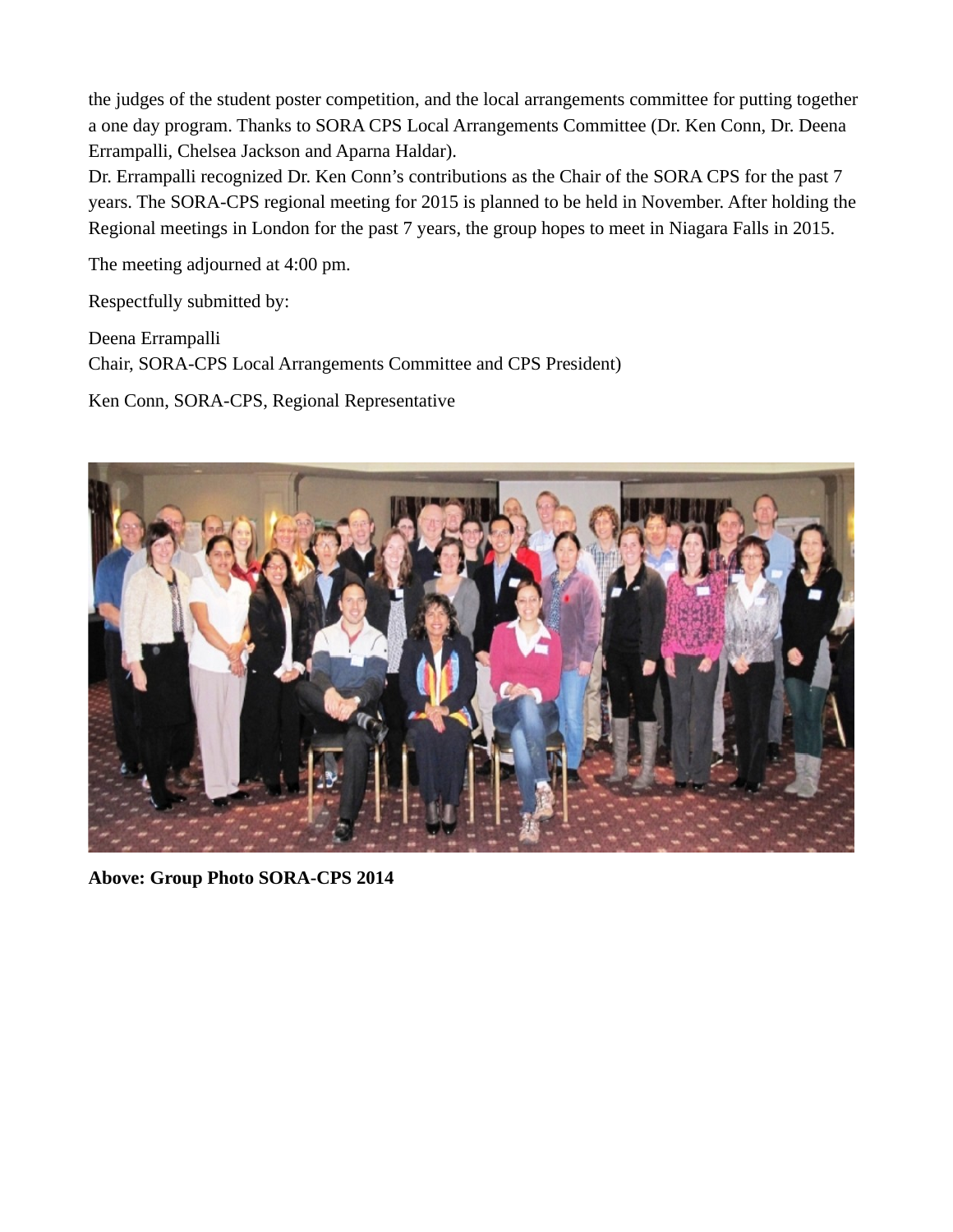the judges of the student poster competition, and the local arrangements committee for putting together a one day program. Thanks to SORA CPS Local Arrangements Committee (Dr. Ken Conn, Dr. Deena Errampalli, Chelsea Jackson and Aparna Haldar).

Dr. Errampalli recognized Dr. Ken Conn's contributions as the Chair of the SORA CPS for the past 7 years. The SORA-CPS regional meeting for 2015 is planned to be held in November. After holding the Regional meetings in London for the past 7 years, the group hopes to meet in Niagara Falls in 2015.

The meeting adjourned at 4:00 pm.

Respectfully submitted by:

Deena Errampalli
Chair, SORA-CPS Local Arrangements Committee and CPS President)

Ken Conn, SORA-CPS, Regional Representative

**Above: Group Photo SORA-CPS 2014**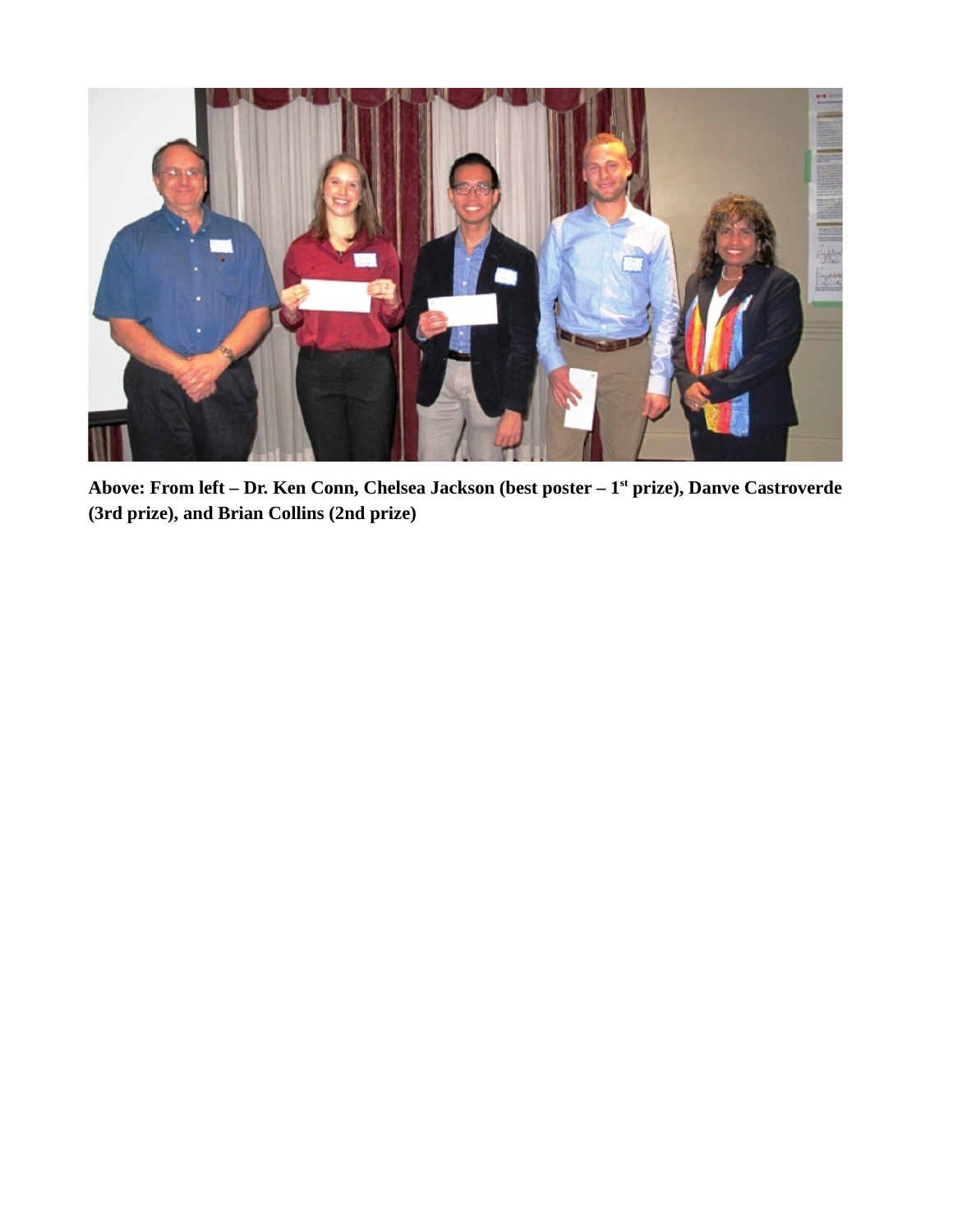**Above: From left – Dr. Ken Conn, Chelsea Jackson (best poster – 1st prize), Danve Castroverde (3rd prize), and Brian Collins (2nd prize)**